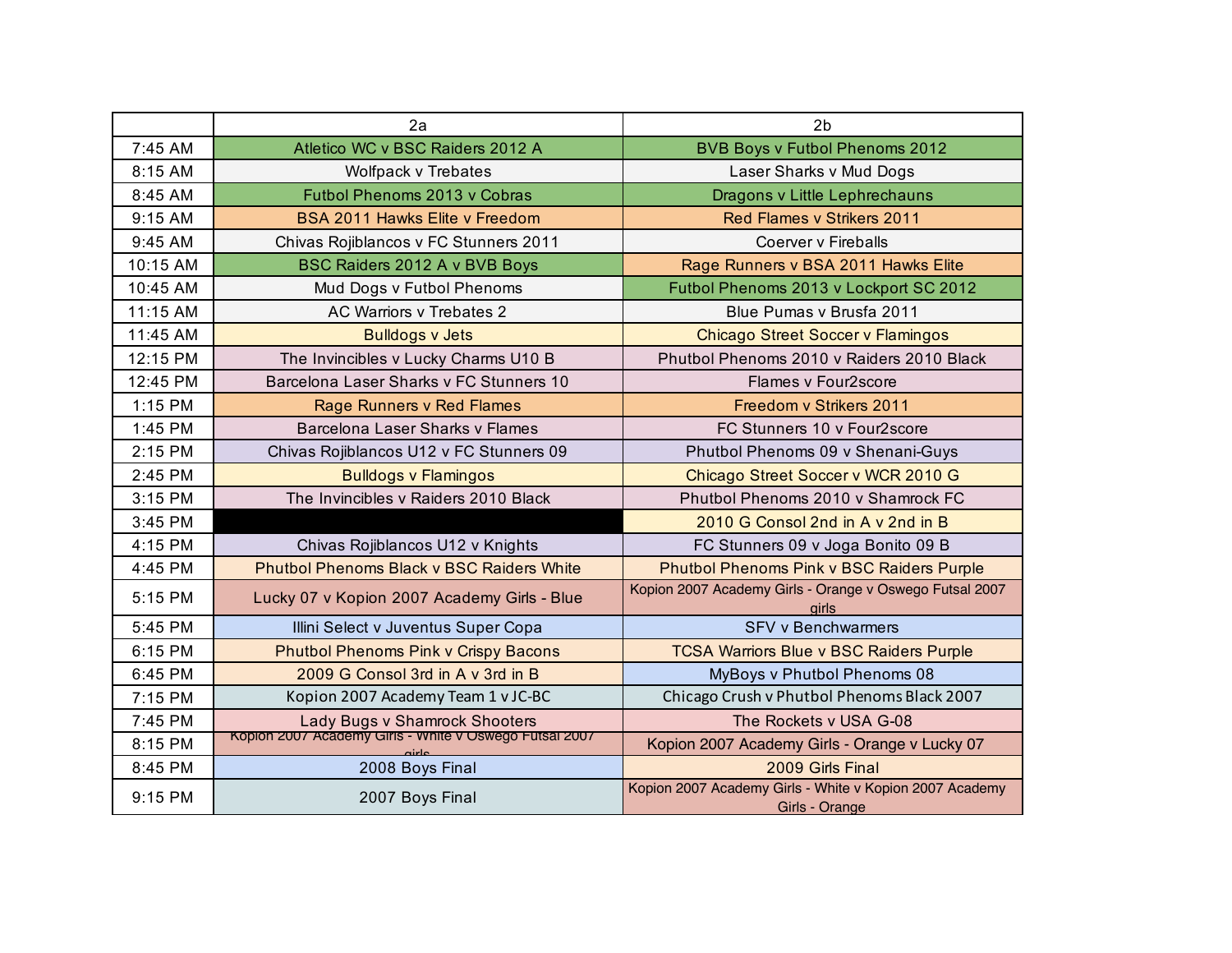| | 2a | 2b |
|---|---|---|
| 7:45 AM | Atletico WC v BSC Raiders 2012 A | BVB Boys v Futbol Phenoms 2012 |
| 8:15 AM | Wolfpack v Trebates | Laser Sharks v Mud Dogs |
| 8:45 AM | Futbol Phenoms 2013 v Cobras | Dragons v Little Lephrechauns |
| 9:15 AM | BSA 2011 Hawks Elite v Freedom | Red Flames v Strikers 2011 |
| 9:45 AM | Chivas Rojiblancos v FC Stunners 2011 | Coerver v Fireballs |
| 10:15 AM | BSC Raiders 2012 A v BVB Boys | Rage Runners v BSA 2011 Hawks Elite |
| 10:45 AM | Mud Dogs v Futbol Phenoms | Futbol Phenoms 2013 v Lockport SC 2012 |
| 11:15 AM | AC Warriors v Trebates 2 | Blue Pumas v Brusfa 2011 |
| 11:45 AM | Bulldogs v Jets | Chicago Street Soccer v Flamingos |
| 12:15 PM | The Invincibles v Lucky Charms U10 B | Phutbol Phenoms 2010 v Raiders 2010 Black |
| 12:45 PM | Barcelona Laser Sharks v FC Stunners 10 | Flames v Four2score |
| 1:15 PM | Rage Runners v Red Flames | Freedom v Strikers 2011 |
| 1:45 PM | Barcelona Laser Sharks v Flames | FC Stunners 10 v Four2score |
| 2:15 PM | Chivas Rojiblancos U12 v FC Stunners 09 | Phutbol Phenoms 09 v Shenani-Guys |
| 2:45 PM | Bulldogs v Flamingos | Chicago Street Soccer v WCR 2010 G |
| 3:15 PM | The Invincibles v Raiders 2010 Black | Phutbol Phenoms 2010 v Shamrock FC |
| 3:45 PM | | 2010 G Consol 2nd in A v 2nd in B |
| 4:15 PM | Chivas Rojiblancos U12 v Knights | FC Stunners 09 v Joga Bonito 09 B |
| 4:45 PM | Phutbol Phenoms Black v BSC Raiders White | Phutbol Phenoms Pink v BSC Raiders Purple |
| 5:15 PM | Lucky 07 v Kopion 2007 Academy Girls - Blue | Kopion 2007 Academy Girls - Orange v Oswego Futsal 2007 girls |
| 5:45 PM | Illini Select v Juventus Super Copa | SFV v Benchwarmers |
| 6:15 PM | Phutbol Phenoms Pink v Crispy Bacons | TCSA Warriors Blue v BSC Raiders Purple |
| 6:45 PM | 2009 G Consol 3rd in A v 3rd in B | MyBoys v Phutbol Phenoms 08 |
| 7:15 PM | Kopion 2007 Academy Team 1 v JC-BC | Chicago Crush v Phutbol Phenoms Black 2007 |
| 7:45 PM | Lady Bugs v Shamrock Shooters | The Rockets v USA G-08 |
| 8:15 PM | Kopion 2007 Academy Girls - White v Oswego Futsal 2007 girls | Kopion 2007 Academy Girls - Orange v Lucky 07 |
| 8:45 PM | 2008 Boys Final | 2009 Girls Final |
| 9:15 PM | 2007 Boys Final | Kopion 2007 Academy Girls - White v Kopion 2007 Academy Girls - Orange |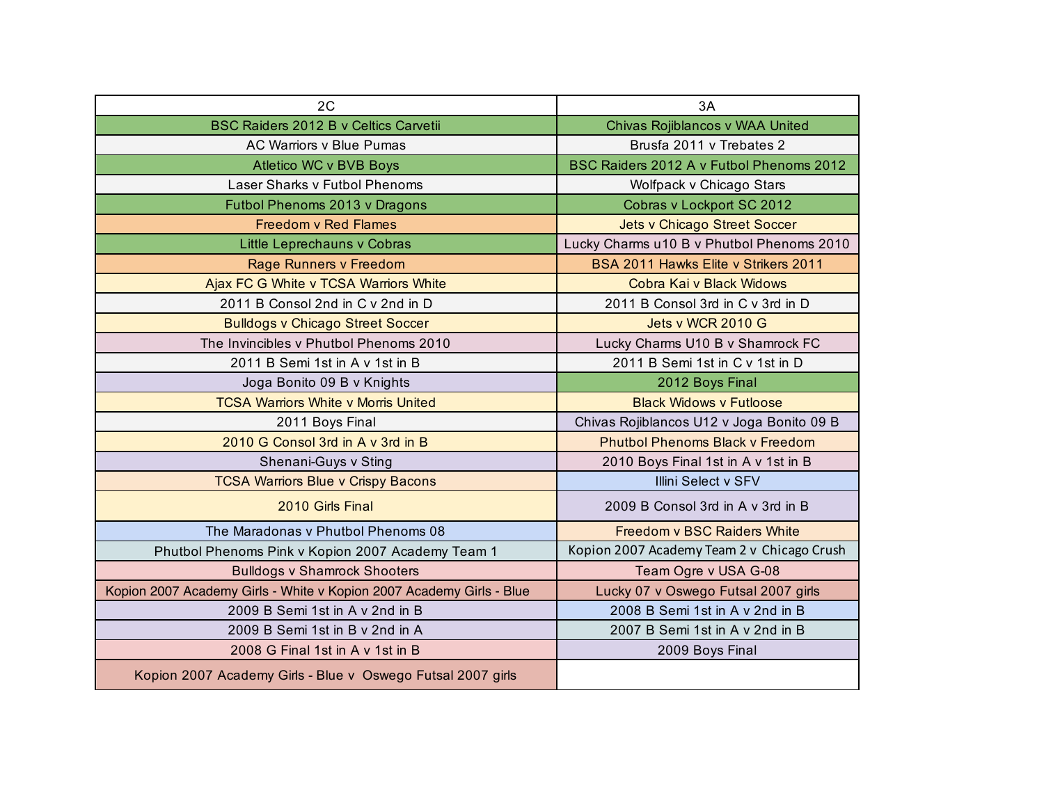| 2C | 3A |
|---|---|
| BSC Raiders 2012 B v Celtics Carvetii | Chivas Rojiblancos v WAA United |
| AC Warriors v Blue Pumas | Brusfa 2011 v Trebates 2 |
| Atletico WC v BVB Boys | BSC Raiders 2012 A v Futbol Phenoms 2012 |
| Laser Sharks v Futbol Phenoms | Wolfpack v Chicago Stars |
| Futbol Phenoms 2013 v Dragons | Cobras v Lockport SC 2012 |
| Freedom v Red Flames | Jets v Chicago Street Soccer |
| Little Leprechauns v Cobras | Lucky Charms u10 B v Phutbol Phenoms 2010 |
| Rage Runners v Freedom | BSA 2011 Hawks Elite v Strikers 2011 |
| Ajax FC G White v TCSA Warriors White | Cobra Kai v Black Widows |
| 2011 B Consol 2nd in C v 2nd in D | 2011 B Consol 3rd in C v 3rd in D |
| Bulldogs v Chicago Street Soccer | Jets v WCR 2010 G |
| The Invincibles v Phutbol Phenoms 2010 | Lucky Charms U10 B v Shamrock FC |
| 2011 B Semi 1st in A v 1st in B | 2011 B Semi 1st in C v 1st in D |
| Joga Bonito 09 B v Knights | 2012 Boys Final |
| TCSA Warriors White v Morris United | Black Widows v Futloose |
| 2011 Boys Final | Chivas Rojiblancos U12 v Joga Bonito 09 B |
| 2010 G Consol 3rd in A v 3rd in B | Phutbol Phenoms Black v Freedom |
| Shenani-Guys v Sting | 2010 Boys Final 1st in A v 1st in B |
| TCSA Warriors Blue v Crispy Bacons | Illini Select v SFV |
| 2010 Girls Final | 2009 B Consol 3rd in A v 3rd in B |
| The Maradonas v Phutbol Phenoms 08 | Freedom v BSC Raiders White |
| Phutbol Phenoms Pink v Kopion 2007 Academy Team 1 | Kopion 2007 Academy Team 2 v Chicago Crush |
| Bulldogs v Shamrock Shooters | Team Ogre v USA G-08 |
| Kopion 2007 Academy Girls - White v Kopion 2007 Academy Girls - Blue | Lucky 07 v Oswego Futsal 2007 girls |
| 2009 B Semi 1st in A v 2nd in B | 2008 B Semi 1st in A v 2nd in B |
| 2009 B Semi 1st in B v 2nd in A | 2007 B Semi 1st in A v 2nd in B |
| 2008 G Final 1st in A v 1st in B | 2009 Boys Final |
| Kopion 2007 Academy Girls - Blue v Oswego Futsal 2007 girls | |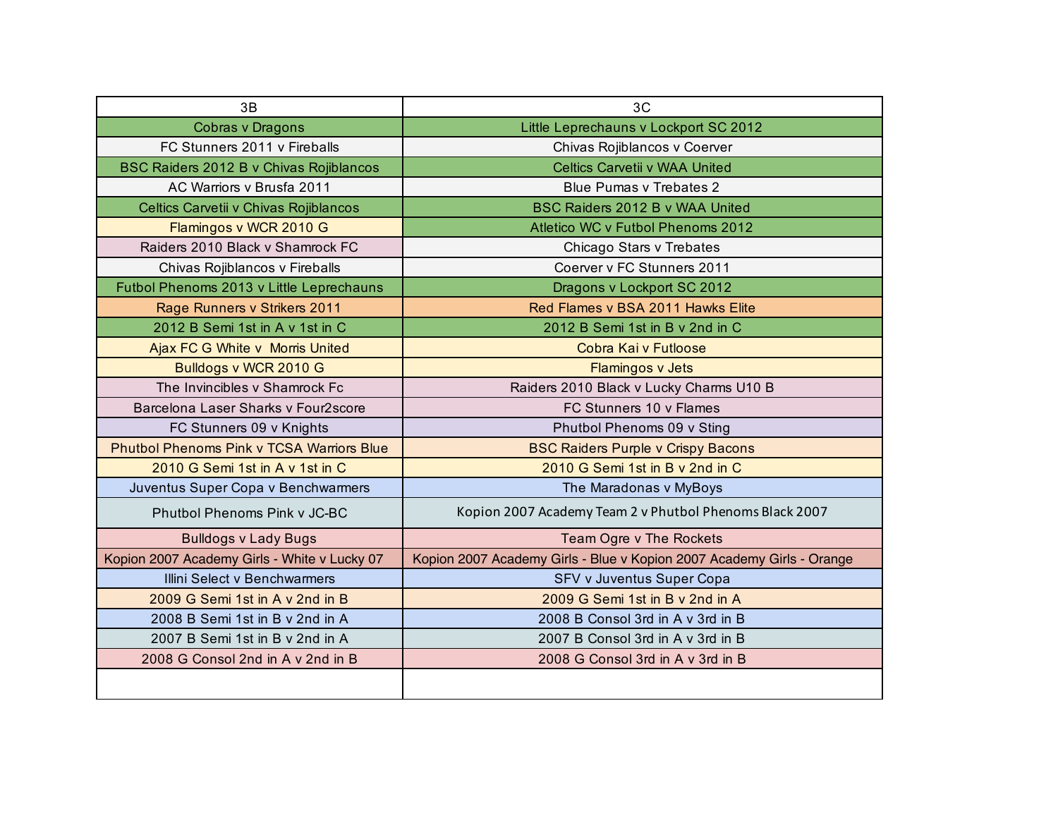| 3B | 3C |
|---|---|
| Cobras v Dragons | Little Leprechauns v Lockport SC 2012 |
| FC Stunners 2011 v Fireballs | Chivas Rojiblancos v Coerver |
| BSC Raiders 2012 B v Chivas Rojiblancos | Celtics Carvetii v WAA United |
| AC Warriors v Brusfa 2011 | Blue Pumas v Trebates 2 |
| Celtics Carvetii v Chivas Rojiblancos | BSC Raiders 2012 B v WAA United |
| Flamingos v WCR 2010 G | Atletico WC v Futbol Phenoms 2012 |
| Raiders 2010 Black v Shamrock FC | Chicago Stars v Trebates |
| Chivas Rojiblancos v Fireballs | Coerver v FC Stunners 2011 |
| Futbol Phenoms 2013 v Little Leprechauns | Dragons v Lockport SC 2012 |
| Rage Runners v Strikers 2011 | Red Flames v BSA 2011 Hawks Elite |
| 2012 B Semi 1st in A v 1st in C | 2012 B Semi 1st in B v 2nd in C |
| Ajax FC G White v Morris United | Cobra Kai v Futloose |
| Bulldogs v WCR 2010 G | Flamingos v Jets |
| The Invincibles v Shamrock Fc | Raiders 2010 Black v Lucky Charms U10 B |
| Barcelona Laser Sharks v Four2score | FC Stunners 10 v Flames |
| FC Stunners 09 v Knights | Phutbol Phenoms 09 v Sting |
| Phutbol Phenoms Pink v TCSA Warriors Blue | BSC Raiders Purple v Crispy Bacons |
| 2010 G Semi 1st in A v 1st in C | 2010 G Semi 1st in B v 2nd in C |
| Juventus Super Copa v Benchwarmers | The Maradonas v MyBoys |
| Phutbol Phenoms Pink v JC-BC | Kopion 2007 Academy Team 2 v Phutbol Phenoms Black 2007 |
| Bulldogs v Lady Bugs | Team Ogre v The Rockets |
| Kopion 2007 Academy Girls - White v Lucky 07 | Kopion 2007 Academy Girls - Blue v Kopion 2007 Academy Girls - Orange |
| Illini Select v Benchwarmers | SFV v Juventus Super Copa |
| 2009 G Semi 1st in A v 2nd in B | 2009 G Semi 1st in B v 2nd in A |
| 2008 B Semi 1st in B v 2nd in A | 2008 B Consol 3rd in A v 3rd in B |
| 2007 B Semi 1st in B v 2nd in A | 2007 B Consol 3rd in A v 3rd in B |
| 2008 G Consol 2nd in A v 2nd in B | 2008 G Consol 3rd in A v 3rd in B |
| | |